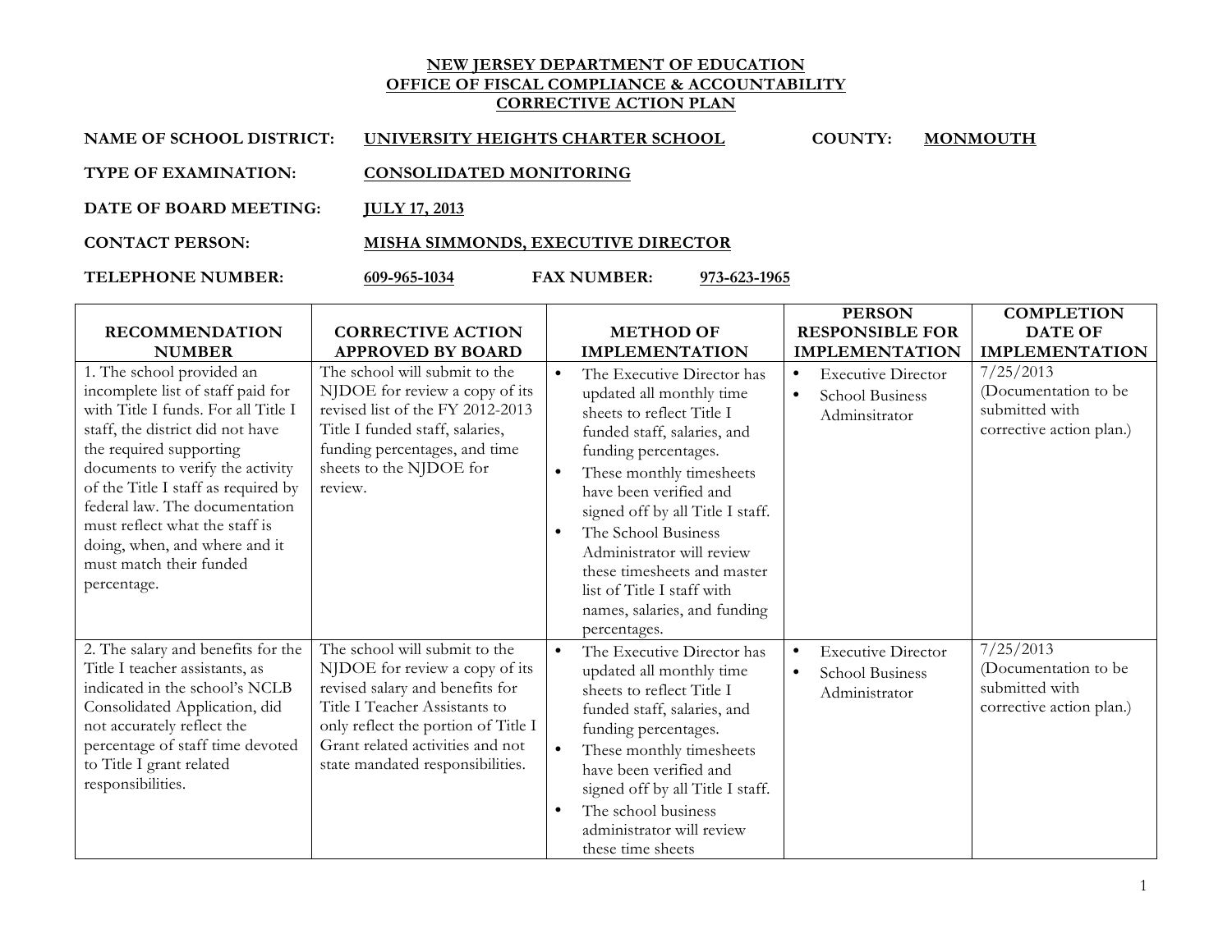**NEW JERSEY DEPARTMENT OF EDUCATION**
**OFFICE OF FISCAL COMPLIANCE & ACCOUNTABILITY**
**CORRECTIVE ACTION PLAN**

**NAME OF SCHOOL DISTRICT:** **UNIVERSITY HEIGHTS CHARTER SCHOOL** **COUNTY:** **MONMOUTH**

**TYPE OF EXAMINATION:** **CONSOLIDATED MONITORING**

**DATE OF BOARD MEETING:** **JULY 17, 2013**

**CONTACT PERSON:** **MISHA SIMMONDS, EXECUTIVE DIRECTOR**

**TELEPHONE NUMBER:** **609-965-1034** **FAX NUMBER:** **973-623-1965**

| RECOMMENDATION NUMBER | CORRECTIVE ACTION APPROVED BY BOARD | METHOD OF IMPLEMENTATION | PERSON RESPONSIBLE FOR IMPLEMENTATION | COMPLETION DATE OF IMPLEMENTATION |
|---|---|---|---|---|
| 1. The school provided an incomplete list of staff paid for with Title I funds. For all Title I staff, the district did not have the required supporting documents to verify the activity of the Title I staff as required by federal law. The documentation must reflect what the staff is doing, when, and where and it must match their funded percentage. | The school will submit to the NJDOE for review a copy of its revised list of the FY 2012-2013 Title I funded staff, salaries, funding percentages, and time sheets to the NJDOE for review. | • The Executive Director has updated all monthly time sheets to reflect Title I funded staff, salaries, and funding percentages.<br>• These monthly timesheets have been verified and signed off by all Title I staff.<br>• The School Business Administrator will review these timesheets and master list of Title I staff with names, salaries, and funding percentages. | • Executive Director<br>• School Business Adminsitrator | 7/25/2013 (Documentation to be submitted with corrective action plan.) |
| 2. The salary and benefits for the Title I teacher assistants, as indicated in the school's NCLB Consolidated Application, did not accurately reflect the percentage of staff time devoted to Title I grant related responsibilities. | The school will submit to the NJDOE for review a copy of its revised salary and benefits for Title I Teacher Assistants to only reflect the portion of Title I Grant related activities and not state mandated responsibilities. | • The Executive Director has updated all monthly time sheets to reflect Title I funded staff, salaries, and funding percentages.<br>• These monthly timesheets have been verified and signed off by all Title I staff.<br>• The school business administrator will review these time sheets | • Executive Director<br>• School Business Administrator | 7/25/2013 (Documentation to be submitted with corrective action plan.) |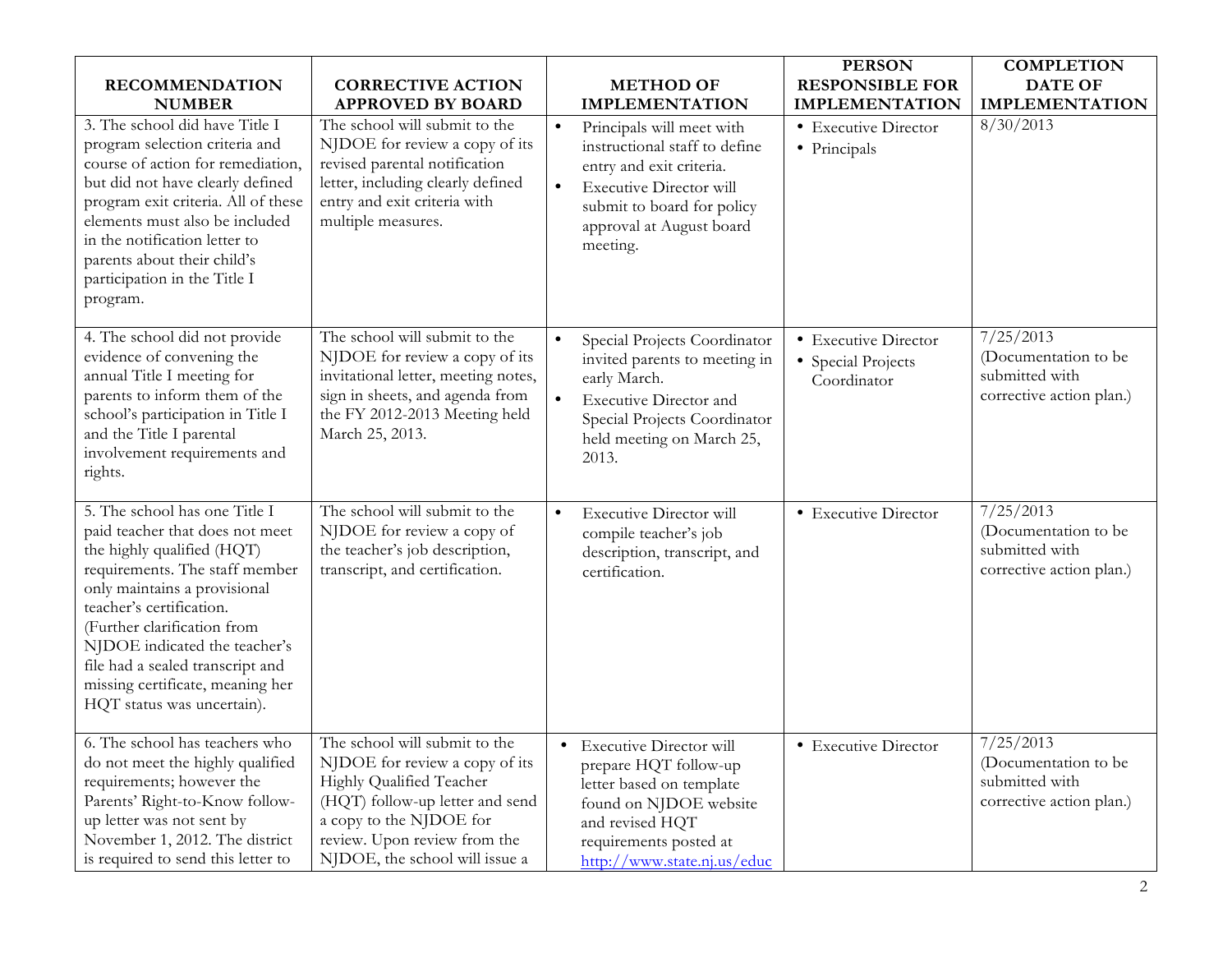| RECOMMENDATION NUMBER | CORRECTIVE ACTION APPROVED BY BOARD | METHOD OF IMPLEMENTATION | PERSON RESPONSIBLE FOR IMPLEMENTATION | COMPLETION DATE OF IMPLEMENTATION |
|---|---|---|---|---|
| 3. The school did have Title I program selection criteria and course of action for remediation, but did not have clearly defined program exit criteria. All of these elements must also be included in the notification letter to parents about their child's participation in the Title I program. | The school will submit to the NJDOE for review a copy of its revised parental notification letter, including clearly defined entry and exit criteria with multiple measures. | • Principals will meet with instructional staff to define entry and exit criteria.<br>• Executive Director will submit to board for policy approval at August board meeting. | • Executive Director<br>• Principals | 8/30/2013 |
| 4. The school did not provide evidence of convening the annual Title I meeting for parents to inform them of the school's participation in Title I and the Title I parental involvement requirements and rights. | The school will submit to the NJDOE for review a copy of its invitational letter, meeting notes, sign in sheets, and agenda from the FY 2012-2013 Meeting held March 25, 2013. | • Special Projects Coordinator invited parents to meeting in early March.<br>• Executive Director and Special Projects Coordinator held meeting on March 25, 2013. | • Executive Director<br>• Special Projects Coordinator | 7/25/2013 (Documentation to be submitted with corrective action plan.) |
| 5. The school has one Title I paid teacher that does not meet the highly qualified (HQT) requirements. The staff member only maintains a provisional teacher's certification. (Further clarification from NJDOE indicated the teacher's file had a sealed transcript and missing certificate, meaning her HQT status was uncertain). | The school will submit to the NJDOE for review a copy of the teacher's job description, transcript, and certification. | • Executive Director will compile teacher's job description, transcript, and certification. | • Executive Director | 7/25/2013 (Documentation to be submitted with corrective action plan.) |
| 6. The school has teachers who do not meet the highly qualified requirements; however the Parents' Right-to-Know follow-up letter was not sent by November 1, 2012. The district is required to send this letter to | The school will submit to the NJDOE for review a copy of its Highly Qualified Teacher (HQT) follow-up letter and send a copy to the NJDOE for review. Upon review from the NJDOE, the school will issue a | • Executive Director will prepare HQT follow-up letter based on template found on NJDOE website and revised HQT requirements posted at http://www.state.nj.us/educ | • Executive Director | 7/25/2013 (Documentation to be submitted with corrective action plan.) |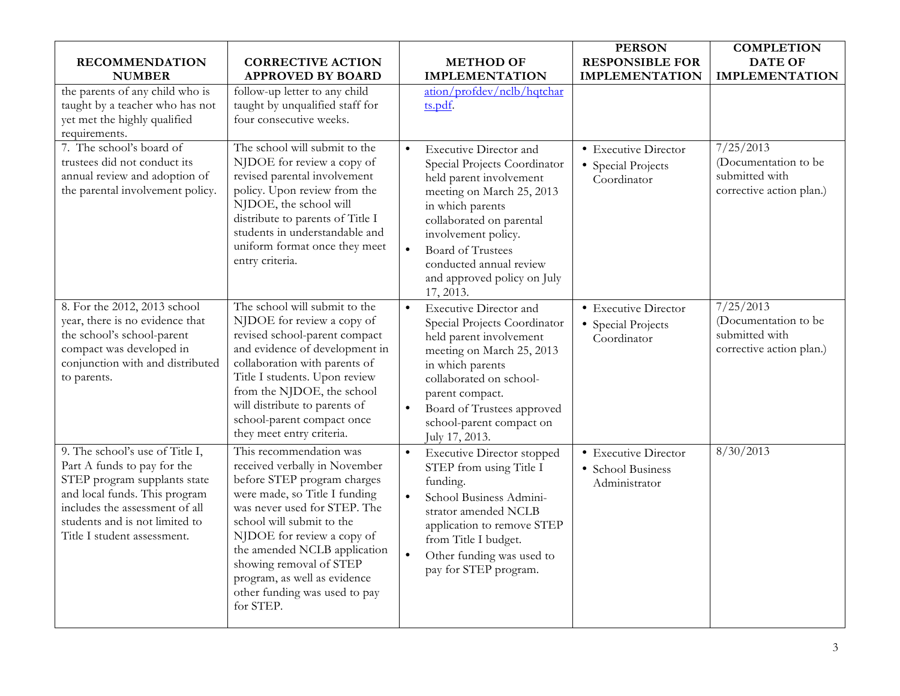| RECOMMENDATION NUMBER | CORRECTIVE ACTION APPROVED BY BOARD | METHOD OF IMPLEMENTATION | PERSON RESPONSIBLE FOR IMPLEMENTATION | COMPLETION DATE OF IMPLEMENTATION |
|---|---|---|---|---|
| the parents of any child who is taught by a teacher who has not yet met the highly qualified requirements. | follow-up letter to any child taught by unqualified staff for four consecutive weeks. | ation/profdev/nclb/hqtcharts.pdf. | | |
| 7. The school's board of trustees did not conduct its annual review and adoption of the parental involvement policy. | The school will submit to the NJDOE for review a copy of revised parental involvement policy. Upon review from the NJDOE, the school will distribute to parents of Title I students in understandable and uniform format once they meet entry criteria. | • Executive Director and Special Projects Coordinator held parent involvement meeting on March 25, 2013 in which parents collaborated on parental involvement policy. <br> • Board of Trustees conducted annual review and approved policy on July 17, 2013. | • Executive Director <br> • Special Projects Coordinator | 7/25/2013 (Documentation to be submitted with corrective action plan.) |
| 8. For the 2012, 2013 school year, there is no evidence that the school's school-parent compact was developed in conjunction with and distributed to parents. | The school will submit to the NJDOE for review a copy of revised school-parent compact and evidence of development in collaboration with parents of Title I students. Upon review from the NJDOE, the school will distribute to parents of school-parent compact once they meet entry criteria. | • Executive Director and Special Projects Coordinator held parent involvement meeting on March 25, 2013 in which parents collaborated on school-parent compact. <br> • Board of Trustees approved school-parent compact on July 17, 2013. | • Executive Director <br> • Special Projects Coordinator | 7/25/2013 (Documentation to be submitted with corrective action plan.) |
| 9. The school's use of Title I, Part A funds to pay for the STEP program supplants state and local funds. This program includes the assessment of all students and is not limited to Title I student assessment. | This recommendation was received verbally in November before STEP program charges were made, so Title I funding was never used for STEP. The school will submit to the NJDOE for review a copy of the amended NCLB application showing removal of STEP program, as well as evidence other funding was used to pay for STEP. | • Executive Director stopped STEP from using Title I funding. <br> • School Business Administrator amended NCLB application to remove STEP from Title I budget. <br> • Other funding was used to pay for STEP program. | • Executive Director <br> • School Business Administrator | 8/30/2013 |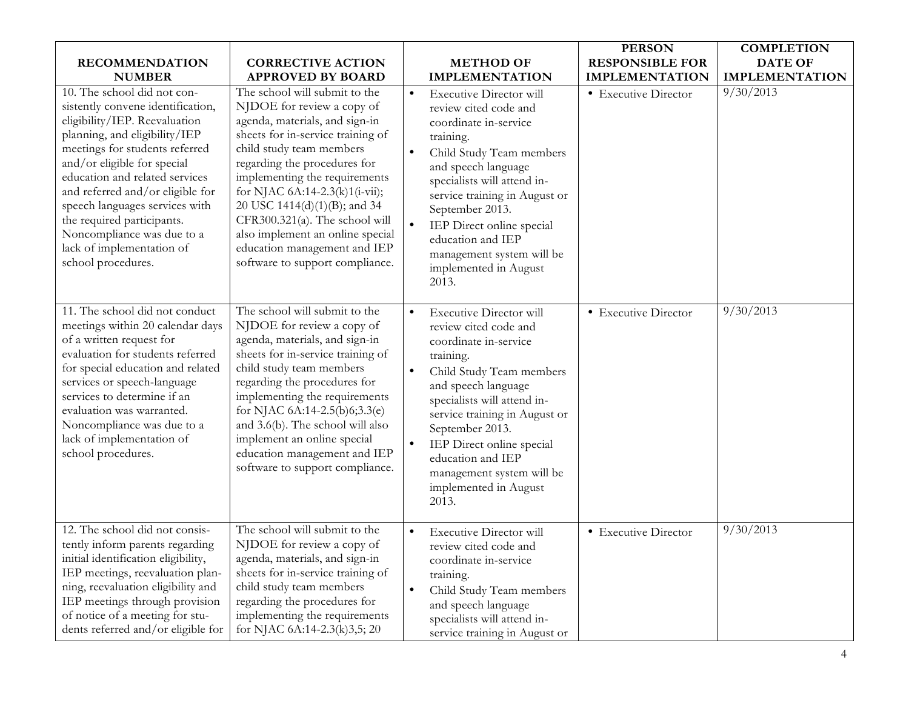| RECOMMENDATION NUMBER | CORRECTIVE ACTION APPROVED BY BOARD | METHOD OF IMPLEMENTATION | PERSON RESPONSIBLE FOR IMPLEMENTATION | COMPLETION DATE OF IMPLEMENTATION |
|---|---|---|---|---|
| 10. The school did not consistently convene identification, eligibility/IEP. Reevaluation planning, and eligibility/IEP meetings for students referred and/or eligible for special education and related services and referred and/or eligible for speech languages services with the required participants. Noncompliance was due to a lack of implementation of school procedures. | The school will submit to the NJDOE for review a copy of agenda, materials, and sign-in sheets for in-service training of child study team members regarding the procedures for implementing the requirements for NJAC 6A:14-2.3(k)1(i-vii); 20 USC 1414(d)(1)(B); and 34 CFR300.321(a). The school will also implement an online special education management and IEP software to support compliance. | • Executive Director will review cited code and coordinate in-service training.<br>• Child Study Team members and speech language specialists will attend in-service training in August or September 2013.<br>• IEP Direct online special education and IEP management system will be implemented in August 2013. | • Executive Director | 9/30/2013 |
| 11. The school did not conduct meetings within 20 calendar days of a written request for evaluation for students referred for special education and related services or speech-language services to determine if an evaluation was warranted. Noncompliance was due to a lack of implementation of school procedures. | The school will submit to the NJDOE for review a copy of agenda, materials, and sign-in sheets for in-service training of child study team members regarding the procedures for implementing the requirements for NJAC 6A:14-2.5(b)6;3.3(e) and 3.6(b). The school will also implement an online special education management and IEP software to support compliance. | • Executive Director will review cited code and coordinate in-service training.<br>• Child Study Team members and speech language specialists will attend in-service training in August or September 2013.<br>• IEP Direct online special education and IEP management system will be implemented in August 2013. | • Executive Director | 9/30/2013 |
| 12. The school did not consistently inform parents regarding initial identification eligibility, IEP meetings, reevaluation planning, reevaluation eligibility and IEP meetings through provision of notice of a meeting for students referred and/or eligible for | The school will submit to the NJDOE for review a copy of agenda, materials, and sign-in sheets for in-service training of child study team members regarding the procedures for implementing the requirements for NJAC 6A:14-2.3(k)3,5; 20 | • Executive Director will review cited code and coordinate in-service training.<br>• Child Study Team members and speech language specialists will attend in-service training in August or | • Executive Director | 9/30/2013 |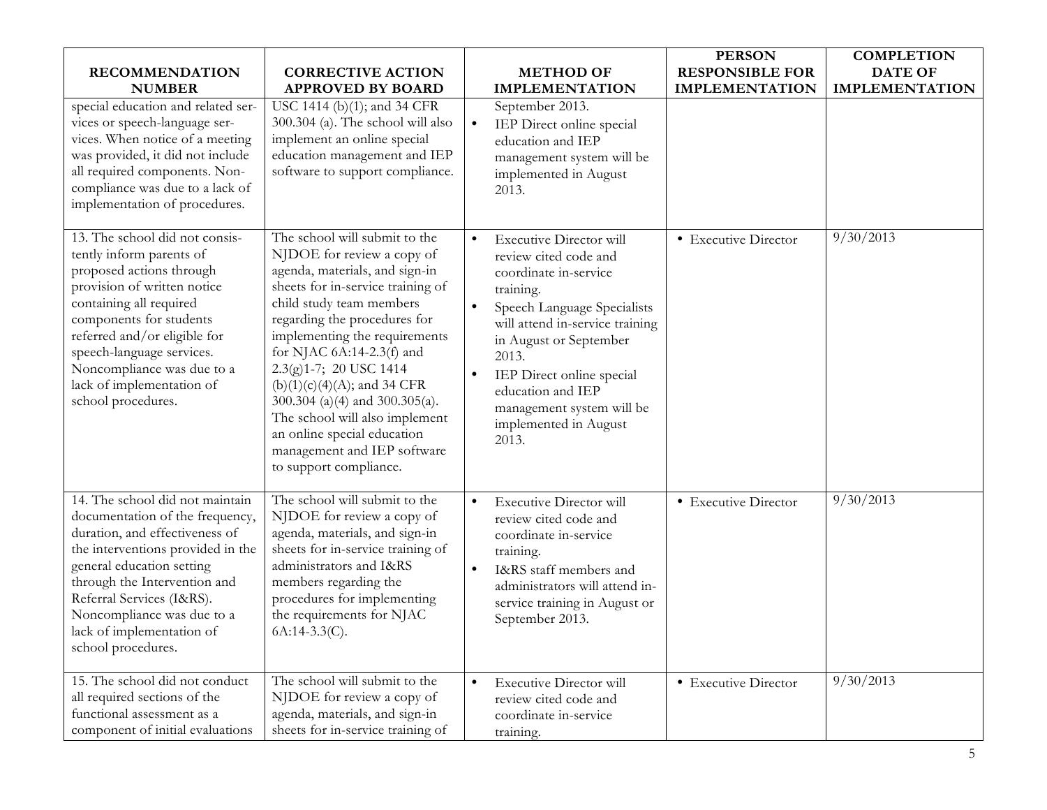| RECOMMENDATION NUMBER | CORRECTIVE ACTION APPROVED BY BOARD | METHOD OF IMPLEMENTATION | PERSON RESPONSIBLE FOR IMPLEMENTATION | COMPLETION DATE OF IMPLEMENTATION |
|---|---|---|---|---|
| special education and related services or speech-language services. When notice of a meeting was provided, it did not include all required components. Non-compliance was due to a lack of implementation of procedures. | USC 1414 (b)(1); and 34 CFR 300.304 (a). The school will also implement an online special education management and IEP software to support compliance. | September 2013.<br>• IEP Direct online special education and IEP management system will be implemented in August 2013. | | |
| 13. The school did not consistently inform parents of proposed actions through provision of written notice containing all required components for students referred and/or eligible for speech-language services. Noncompliance was due to a lack of implementation of school procedures. | The school will submit to the NJDOE for review a copy of agenda, materials, and sign-in sheets for in-service training of child study team members regarding the procedures for implementing the requirements for NJAC 6A:14-2.3(f) and 2.3(g)1-7; 20 USC 1414 (b)(1)(c)(4)(A); and 34 CFR 300.304 (a)(4) and 300.305(a). The school will also implement an online special education management and IEP software to support compliance. | • Executive Director will review cited code and coordinate in-service training.<br>• Speech Language Specialists will attend in-service training in August or September 2013.<br>• IEP Direct online special education and IEP management system will be implemented in August 2013. | • Executive Director | 9/30/2013 |
| 14. The school did not maintain documentation of the frequency, duration, and effectiveness of the interventions provided in the general education setting through the Intervention and Referral Services (I&RS). Noncompliance was due to a lack of implementation of school procedures. | The school will submit to the NJDOE for review a copy of agenda, materials, and sign-in sheets for in-service training of administrators and I&RS members regarding the procedures for implementing the requirements for NJAC 6A:14-3.3(C). | • Executive Director will review cited code and coordinate in-service training.<br>• I&RS staff members and administrators will attend in-service training in August or September 2013. | • Executive Director | 9/30/2013 |
| 15. The school did not conduct all required sections of the functional assessment as a component of initial evaluations | The school will submit to the NJDOE for review a copy of agenda, materials, and sign-in sheets for in-service training of | • Executive Director will review cited code and coordinate in-service training. | • Executive Director | 9/30/2013 |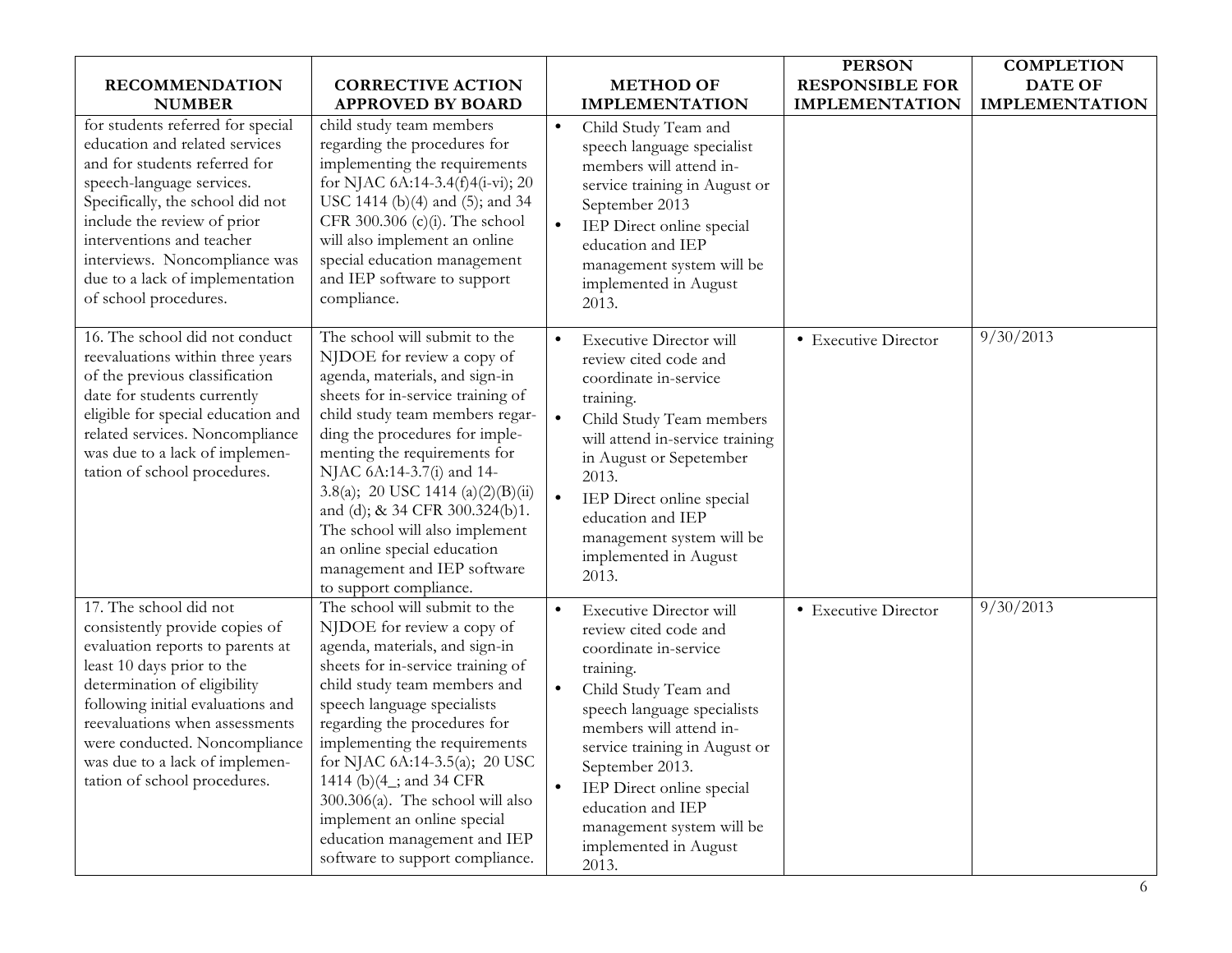| RECOMMENDATION NUMBER | CORRECTIVE ACTION APPROVED BY BOARD | METHOD OF IMPLEMENTATION | PERSON RESPONSIBLE FOR IMPLEMENTATION | COMPLETION DATE OF IMPLEMENTATION |
|---|---|---|---|---|
| for students referred for special education and related services and for students referred for speech-language services. Specifically, the school did not include the review of prior interventions and teacher interviews. Noncompliance was due to a lack of implementation of school procedures. | child study team members regarding the procedures for implementing the requirements for NJAC 6A:14-3.4(f)4(i-vi); 20 USC 1414 (b)(4) and (5); and 34 CFR 300.306 (c)(i). The school will also implement an online special education management and IEP software to support compliance. | • Child Study Team and speech language specialist members will attend in-service training in August or September 2013<br>• IEP Direct online special education and IEP management system will be implemented in August 2013. | | |
| 16. The school did not conduct reevaluations within three years of the previous classification date for students currently eligible for special education and related services. Noncompliance was due to a lack of implementation of school procedures. | The school will submit to the NJDOE for review a copy of agenda, materials, and sign-in sheets for in-service training of child study team members regarding the procedures for implementing the requirements for NJAC 6A:14-3.7(i) and 14-3.8(a); 20 USC 1414 (a)(2)(B)(ii) and (d); & 34 CFR 300.324(b)1. The school will also implement an online special education management and IEP software to support compliance. | • Executive Director will review cited code and coordinate in-service training.<br>• Child Study Team members will attend in-service training in August or Sepetember 2013.<br>• IEP Direct online special education and IEP management system will be implemented in August 2013. | • Executive Director | 9/30/2013 |
| 17. The school did not consistently provide copies of evaluation reports to parents at least 10 days prior to the determination of eligibility following initial evaluations and reevaluations when assessments were conducted. Noncompliance was due to a lack of implementation of school procedures. | The school will submit to the NJDOE for review a copy of agenda, materials, and sign-in sheets for in-service training of child study team members and speech language specialists regarding the procedures for implementing the requirements for NJAC 6A:14-3.5(a); 20 USC 1414 (b)(4_; and 34 CFR 300.306(a). The school will also implement an online special education management and IEP software to support compliance. | • Executive Director will review cited code and coordinate in-service training.<br>• Child Study Team and speech language specialists members will attend in-service training in August or September 2013.<br>• IEP Direct online special education and IEP management system will be implemented in August 2013. | • Executive Director | 9/30/2013 |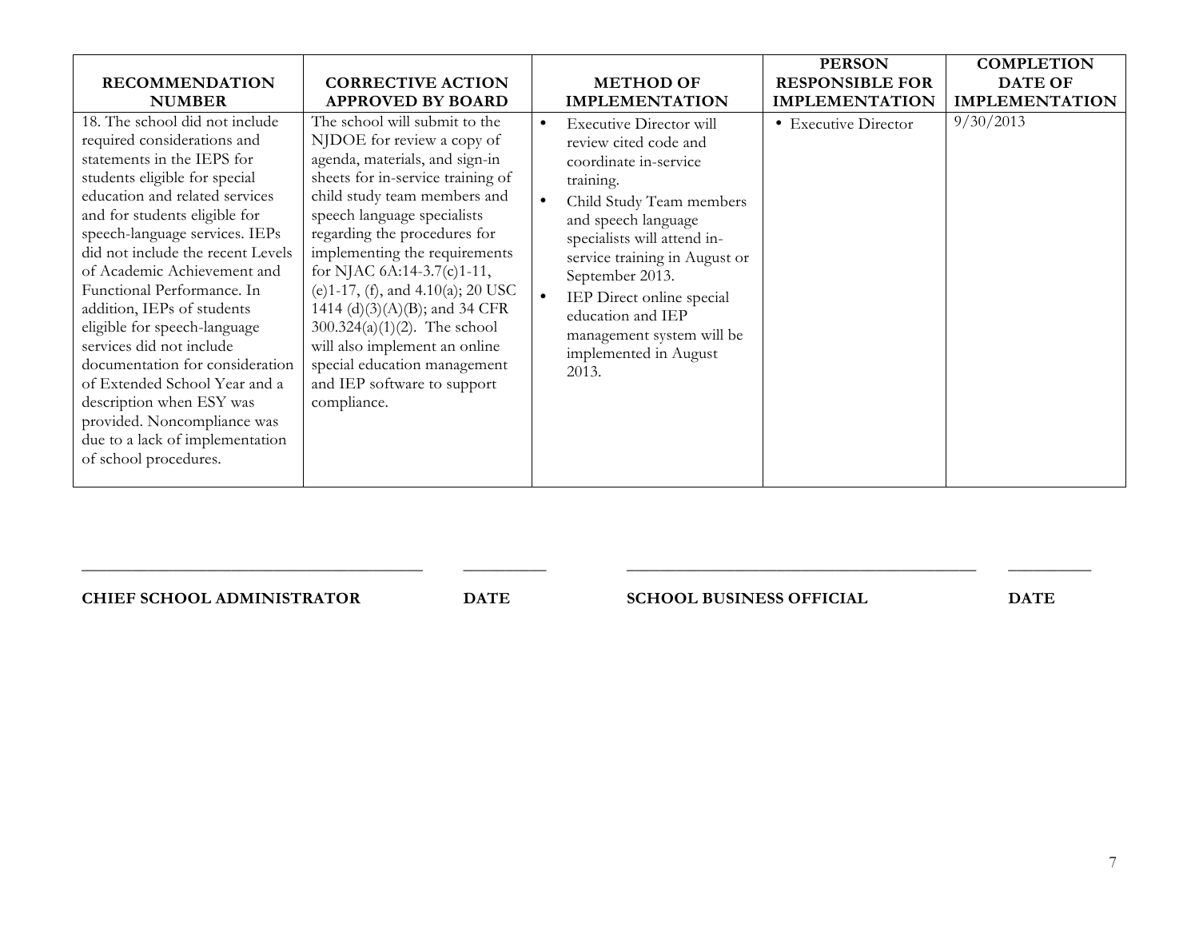| RECOMMENDATION NUMBER | CORRECTIVE ACTION APPROVED BY BOARD | METHOD OF IMPLEMENTATION | PERSON RESPONSIBLE FOR IMPLEMENTATION | COMPLETION DATE OF IMPLEMENTATION |
|---|---|---|---|---|
| 18. The school did not include required considerations and statements in the IEPS for students eligible for special education and related services and for students eligible for speech-language services. IEPs did not include the recent Levels of Academic Achievement and Functional Performance. In addition, IEPs of students eligible for speech-language services did not include documentation for consideration of Extended School Year and a description when ESY was provided. Noncompliance was due to a lack of implementation of school procedures. | The school will submit to the NJDOE for review a copy of agenda, materials, and sign-in sheets for in-service training of child study team members and speech language specialists regarding the procedures for implementing the requirements for NJAC 6A:14-3.7(c)1-11, (e)1-17, (f), and 4.10(a); 20 USC 1414 (d)(3)(A)(B); and 34 CFR 300.324(a)(1)(2). The school will also implement an online special education management and IEP software to support compliance. | • Executive Director will review cited code and coordinate in-service training.<br>• Child Study Team members and speech language specialists will attend in-service training in August or September 2013.<br>• IEP Direct online special education and IEP management system will be implemented in August 2013. | • Executive Director | 9/30/2013 |

______________________________ ________ ______________________________ ________

**CHIEF SCHOOL ADMINISTRATOR** **DATE** **SCHOOL BUSINESS OFFICIAL** **DATE**